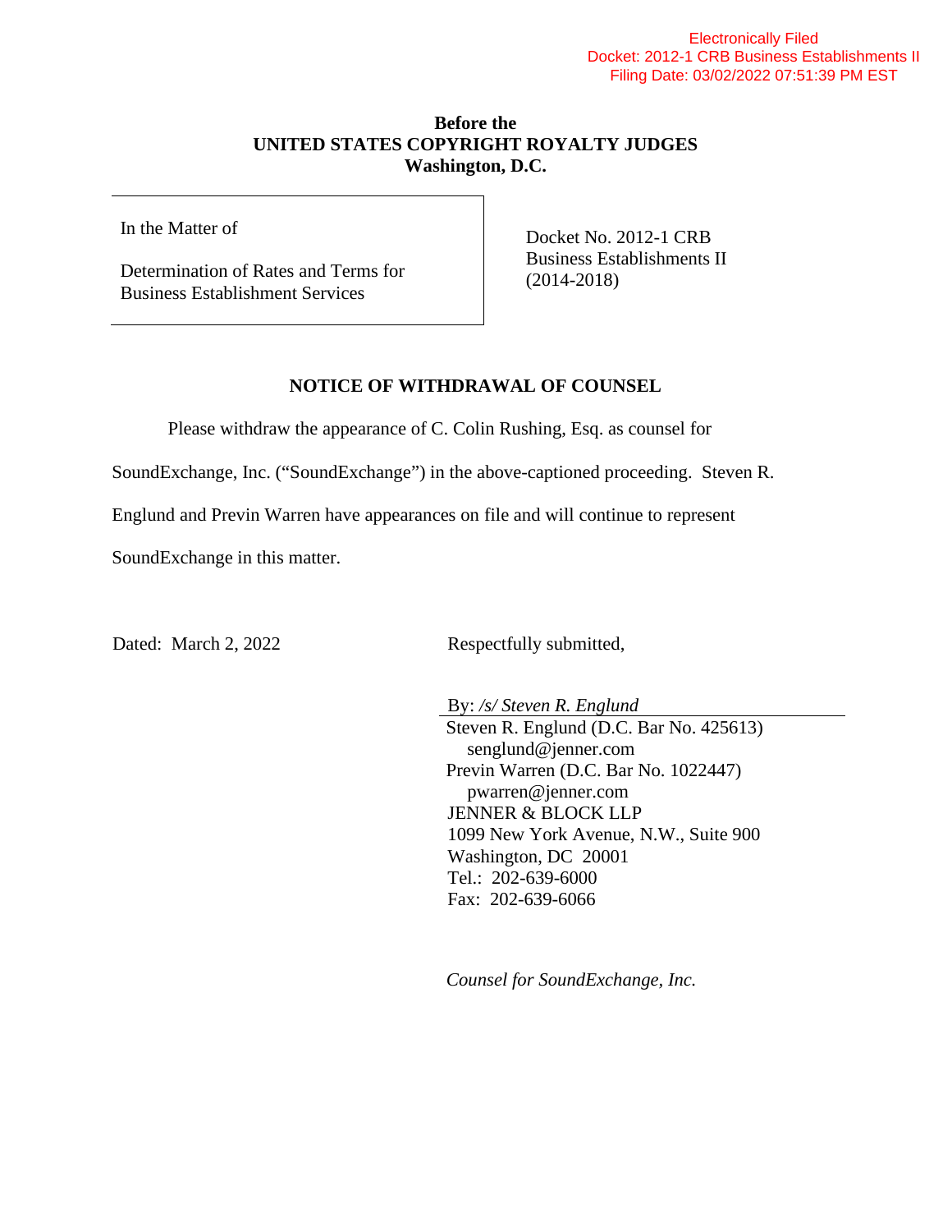Electronically Filed
Docket: 2012-1 CRB Business Establishments II
Filing Date: 03/02/2022 07:51:39 PM EST

**Before the**
**UNITED STATES COPYRIGHT ROYALTY JUDGES**
**Washington, D.C.**

| In the Matter of<br><br>Determination of Rates and Terms for Business Establishment Services | Docket No. 2012-1 CRB Business Establishments II (2014-2018) |
|---|---|

## NOTICE OF WITHDRAWAL OF COUNSEL

Please withdraw the appearance of C. Colin Rushing, Esq. as counsel for SoundExchange, Inc. ("SoundExchange") in the above-captioned proceeding. Steven R. Englund and Previn Warren have appearances on file and will continue to represent SoundExchange in this matter.

Dated: March 2, 2022

Respectfully submitted,

By: */s/ Steven R. Englund*

Steven R. Englund (D.C. Bar No. 425613)
senglund@jenner.com
Previn Warren (D.C. Bar No. 1022447)
pwarren@jenner.com
JENNER & BLOCK LLP
1099 New York Avenue, N.W., Suite 900
Washington, DC 20001
Tel.: 202-639-6000
Fax: 202-639-6066

*Counsel for SoundExchange, Inc.*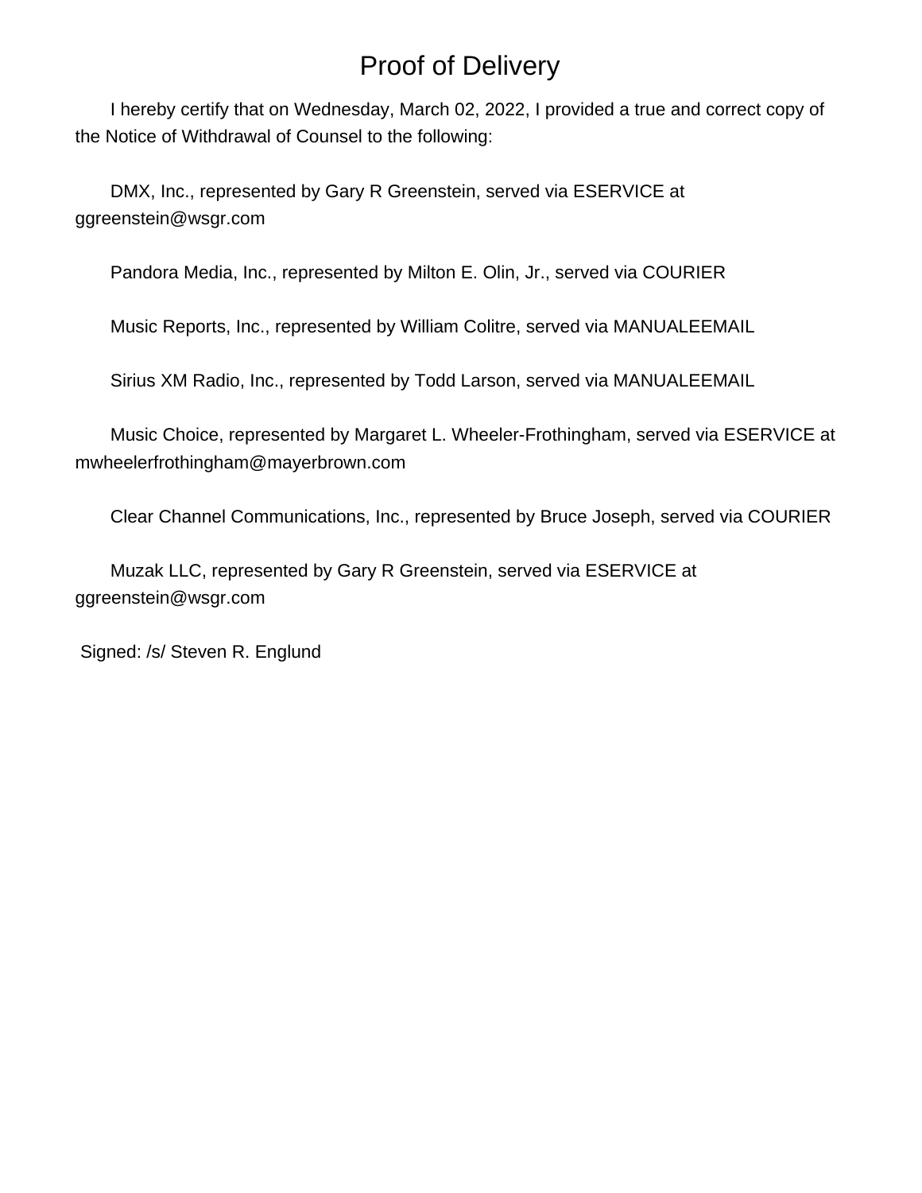# Proof of Delivery

I hereby certify that on Wednesday, March 02, 2022, I provided a true and correct copy of the Notice of Withdrawal of Counsel to the following:

DMX, Inc., represented by Gary R Greenstein, served via ESERVICE at ggreenstein@wsgr.com

Pandora Media, Inc., represented by Milton E. Olin, Jr., served via COURIER

Music Reports, Inc., represented by William Colitre, served via MANUALEEMAIL

Sirius XM Radio, Inc., represented by Todd Larson, served via MANUALEEMAIL

Music Choice, represented by Margaret L. Wheeler-Frothingham, served via ESERVICE at mwheelerfrothingham@mayerbrown.com

Clear Channel Communications, Inc., represented by Bruce Joseph, served via COURIER

Muzak LLC, represented by Gary R Greenstein, served via ESERVICE at ggreenstein@wsgr.com

Signed: /s/ Steven R. Englund